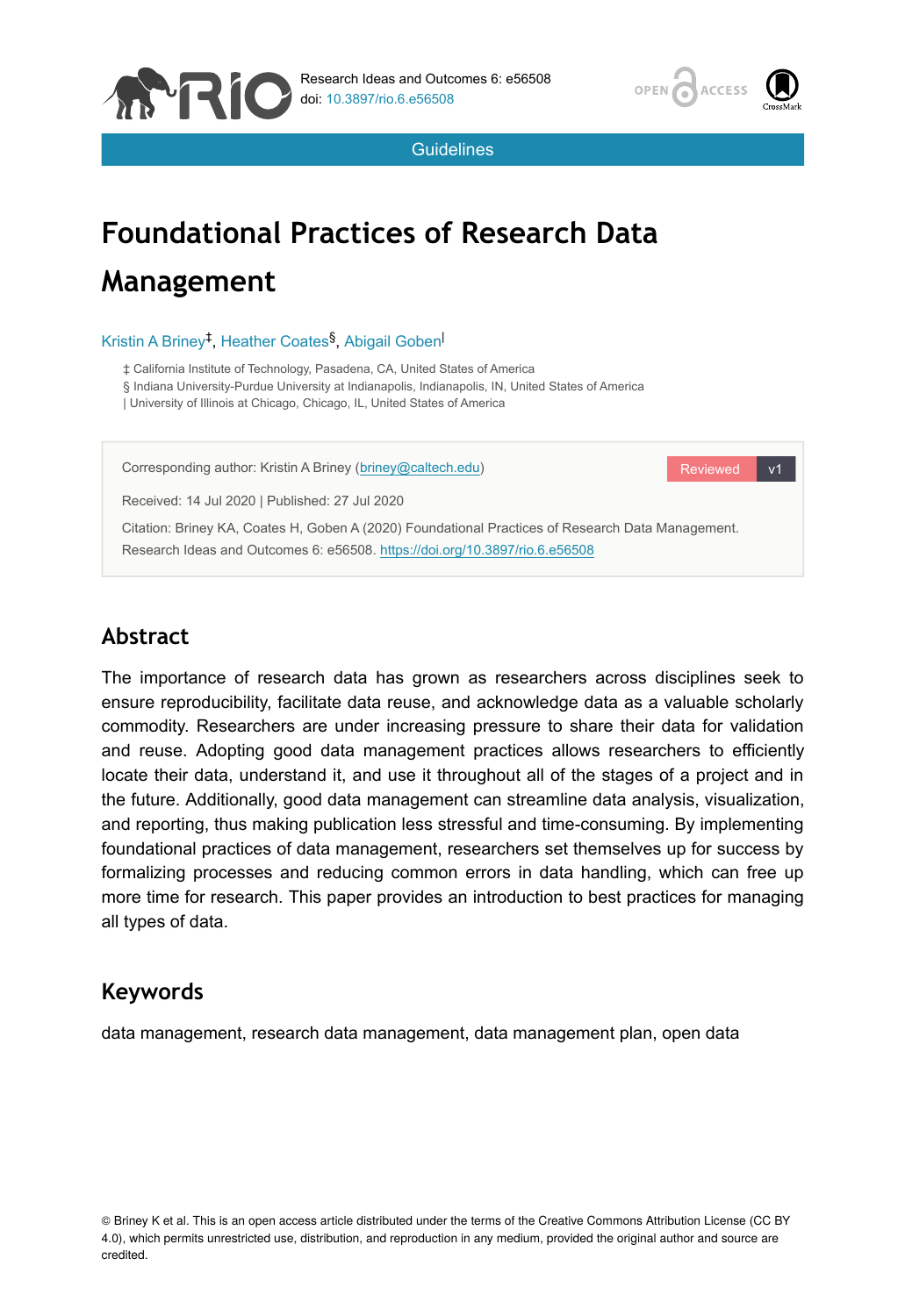Research Ideas and Outcomes 6: e56508
doi: 10.3897/rio.6.e56508

Guidelines

# Foundational Practices of Research Data Management

Kristin A Briney[‡], Heather Coates[§], Abigail Goben[|]

‡ California Institute of Technology, Pasadena, CA, United States of America
§ Indiana University-Purdue University at Indianapolis, Indianapolis, IN, United States of America
| University of Illinois at Chicago, Chicago, IL, United States of America

Corresponding author: Kristin A Briney (briney@caltech.edu)

Reviewed v1

Received: 14 Jul 2020 | Published: 27 Jul 2020

Citation: Briney KA, Coates H, Goben A (2020) Foundational Practices of Research Data Management. Research Ideas and Outcomes 6: e56508. https://doi.org/10.3897/rio.6.e56508

## Abstract

The importance of research data has grown as researchers across disciplines seek to ensure reproducibility, facilitate data reuse, and acknowledge data as a valuable scholarly commodity. Researchers are under increasing pressure to share their data for validation and reuse. Adopting good data management practices allows researchers to efficiently locate their data, understand it, and use it throughout all of the stages of a project and in the future. Additionally, good data management can streamline data analysis, visualization, and reporting, thus making publication less stressful and time-consuming. By implementing foundational practices of data management, researchers set themselves up for success by formalizing processes and reducing common errors in data handling, which can free up more time for research. This paper provides an introduction to best practices for managing all types of data.

## Keywords

data management, research data management, data management plan, open data

© Briney K et al. This is an open access article distributed under the terms of the Creative Commons Attribution License (CC BY 4.0), which permits unrestricted use, distribution, and reproduction in any medium, provided the original author and source are credited.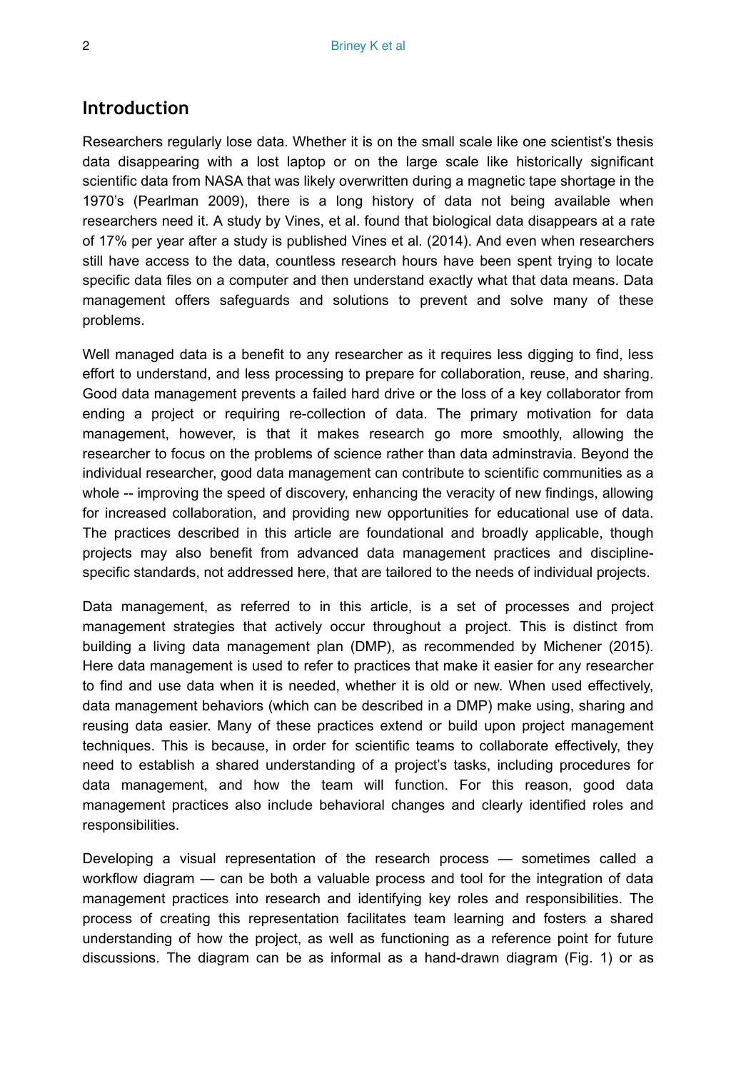## Introduction

Researchers regularly lose data. Whether it is on the small scale like one scientist's thesis data disappearing with a lost laptop or on the large scale like historically significant scientific data from NASA that was likely overwritten during a magnetic tape shortage in the 1970's (Pearlman 2009), there is a long history of data not being available when researchers need it. A study by Vines, et al. found that biological data disappears at a rate of 17% per year after a study is published Vines et al. (2014). And even when researchers still have access to the data, countless research hours have been spent trying to locate specific data files on a computer and then understand exactly what that data means. Data management offers safeguards and solutions to prevent and solve many of these problems.

Well managed data is a benefit to any researcher as it requires less digging to find, less effort to understand, and less processing to prepare for collaboration, reuse, and sharing. Good data management prevents a failed hard drive or the loss of a key collaborator from ending a project or requiring re-collection of data. The primary motivation for data management, however, is that it makes research go more smoothly, allowing the researcher to focus on the problems of science rather than data adminstravia. Beyond the individual researcher, good data management can contribute to scientific communities as a whole -- improving the speed of discovery, enhancing the veracity of new findings, allowing for increased collaboration, and providing new opportunities for educational use of data. The practices described in this article are foundational and broadly applicable, though projects may also benefit from advanced data management practices and discipline-specific standards, not addressed here, that are tailored to the needs of individual projects.

Data management, as referred to in this article, is a set of processes and project management strategies that actively occur throughout a project. This is distinct from building a living data management plan (DMP), as recommended by Michener (2015). Here data management is used to refer to practices that make it easier for any researcher to find and use data when it is needed, whether it is old or new. When used effectively, data management behaviors (which can be described in a DMP) make using, sharing and reusing data easier. Many of these practices extend or build upon project management techniques. This is because, in order for scientific teams to collaborate effectively, they need to establish a shared understanding of a project's tasks, including procedures for data management, and how the team will function. For this reason, good data management practices also include behavioral changes and clearly identified roles and responsibilities.

Developing a visual representation of the research process — sometimes called a workflow diagram — can be both a valuable process and tool for the integration of data management practices into research and identifying key roles and responsibilities. The process of creating this representation facilitates team learning and fosters a shared understanding of how the project, as well as functioning as a reference point for future discussions. The diagram can be as informal as a hand-drawn diagram (Fig. 1) or as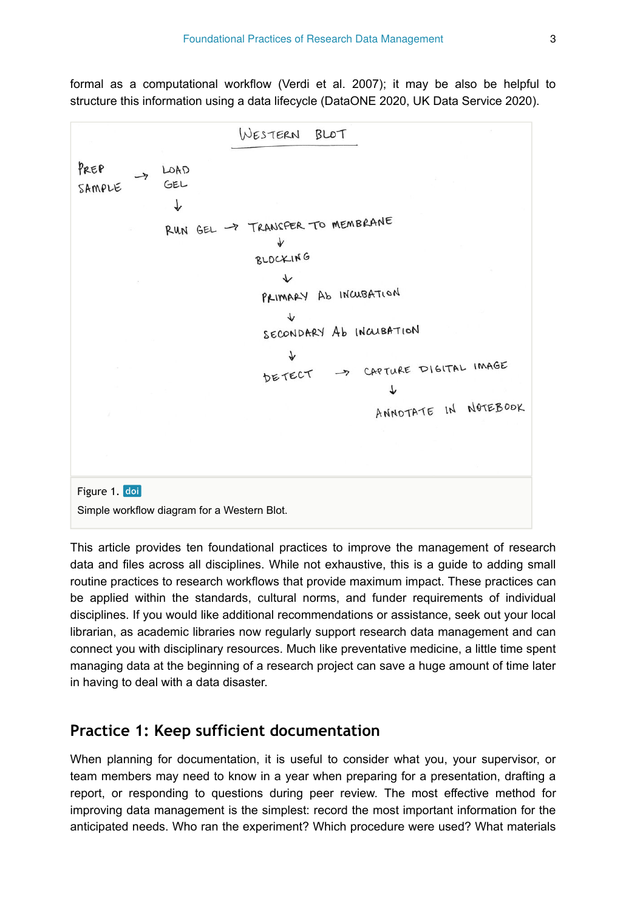formal as a computational workflow (Verdi et al. 2007); it may be also be helpful to structure this information using a data lifecycle (DataONE 2020, UK Data Service 2020).

Figure 1. doi

Simple workflow diagram for a Western Blot.

This article provides ten foundational practices to improve the management of research data and files across all disciplines. While not exhaustive, this is a guide to adding small routine practices to research workflows that provide maximum impact. These practices can be applied within the standards, cultural norms, and funder requirements of individual disciplines. If you would like additional recommendations or assistance, seek out your local librarian, as academic libraries now regularly support research data management and can connect you with disciplinary resources. Much like preventative medicine, a little time spent managing data at the beginning of a research project can save a huge amount of time later in having to deal with a data disaster.

## Practice 1: Keep sufficient documentation

When planning for documentation, it is useful to consider what you, your supervisor, or team members may need to know in a year when preparing for a presentation, drafting a report, or responding to questions during peer review. The most effective method for improving data management is the simplest: record the most important information for the anticipated needs. Who ran the experiment? Which procedure were used? What materials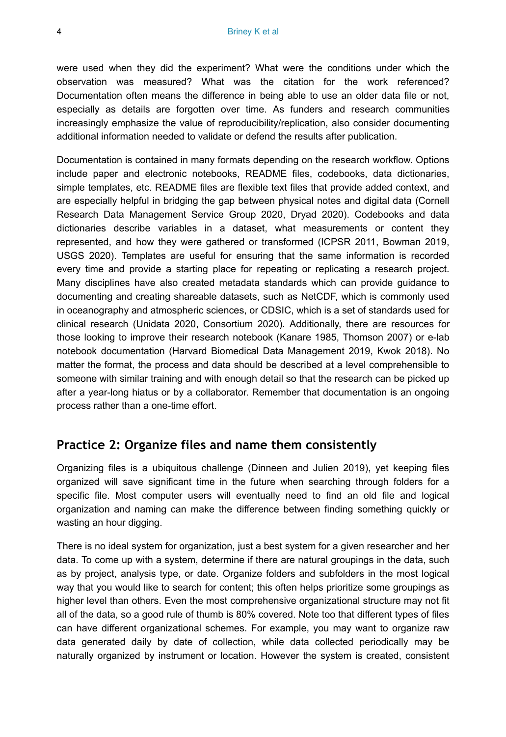were used when they did the experiment? What were the conditions under which the observation was measured? What was the citation for the work referenced? Documentation often means the difference in being able to use an older data file or not, especially as details are forgotten over time. As funders and research communities increasingly emphasize the value of reproducibility/replication, also consider documenting additional information needed to validate or defend the results after publication.

Documentation is contained in many formats depending on the research workflow. Options include paper and electronic notebooks, README files, codebooks, data dictionaries, simple templates, etc. README files are flexible text files that provide added context, and are especially helpful in bridging the gap between physical notes and digital data (Cornell Research Data Management Service Group 2020, Dryad 2020). Codebooks and data dictionaries describe variables in a dataset, what measurements or content they represented, and how they were gathered or transformed (ICPSR 2011, Bowman 2019, USGS 2020). Templates are useful for ensuring that the same information is recorded every time and provide a starting place for repeating or replicating a research project. Many disciplines have also created metadata standards which can provide guidance to documenting and creating shareable datasets, such as NetCDF, which is commonly used in oceanography and atmospheric sciences, or CDSIC, which is a set of standards used for clinical research (Unidata 2020, Consortium 2020). Additionally, there are resources for those looking to improve their research notebook (Kanare 1985, Thomson 2007) or e-lab notebook documentation (Harvard Biomedical Data Management 2019, Kwok 2018). No matter the format, the process and data should be described at a level comprehensible to someone with similar training and with enough detail so that the research can be picked up after a year-long hiatus or by a collaborator. Remember that documentation is an ongoing process rather than a one-time effort.

## Practice 2: Organize files and name them consistently

Organizing files is a ubiquitous challenge (Dinneen and Julien 2019), yet keeping files organized will save significant time in the future when searching through folders for a specific file. Most computer users will eventually need to find an old file and logical organization and naming can make the difference between finding something quickly or wasting an hour digging.

There is no ideal system for organization, just a best system for a given researcher and her data. To come up with a system, determine if there are natural groupings in the data, such as by project, analysis type, or date. Organize folders and subfolders in the most logical way that you would like to search for content; this often helps prioritize some groupings as higher level than others. Even the most comprehensive organizational structure may not fit all of the data, so a good rule of thumb is 80% covered. Note too that different types of files can have different organizational schemes. For example, you may want to organize raw data generated daily by date of collection, while data collected periodically may be naturally organized by instrument or location. However the system is created, consistent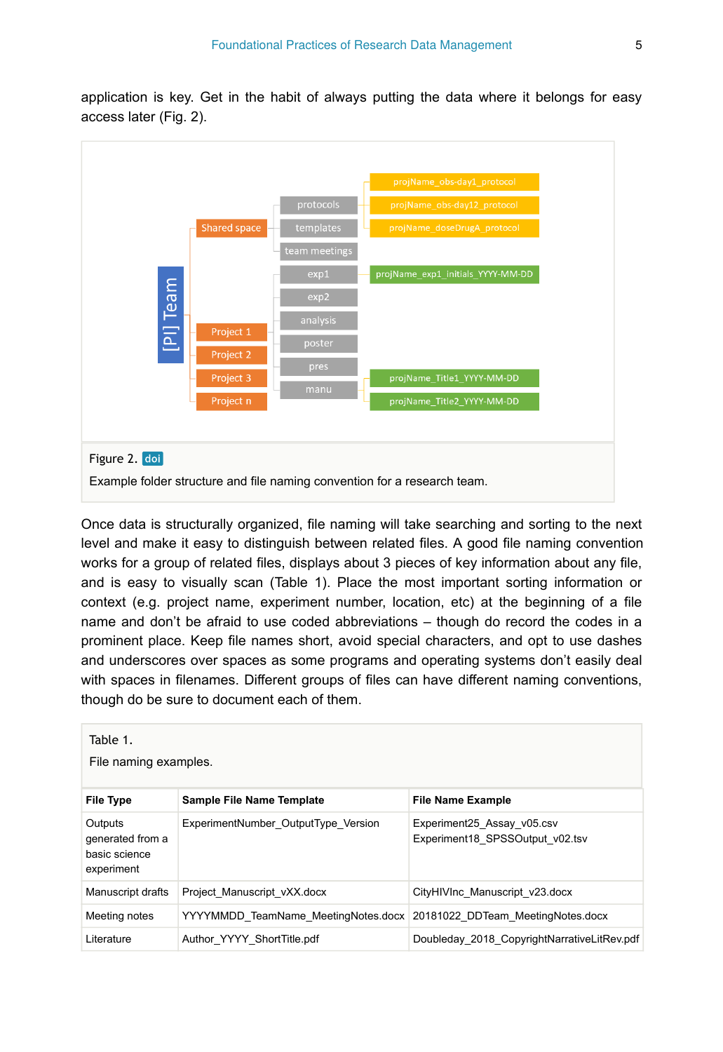application is key. Get in the habit of always putting the data where it belongs for easy access later (Fig. 2).

Figure 2. doi

Example folder structure and file naming convention for a research team.

Once data is structurally organized, file naming will take searching and sorting to the next level and make it easy to distinguish between related files. A good file naming convention works for a group of related files, displays about 3 pieces of key information about any file, and is easy to visually scan (Table 1). Place the most important sorting information or context (e.g. project name, experiment number, location, etc) at the beginning of a file name and don't be afraid to use coded abbreviations – though do record the codes in a prominent place. Keep file names short, avoid special characters, and opt to use dashes and underscores over spaces as some programs and operating systems don't easily deal with spaces in filenames. Different groups of files can have different naming conventions, though do be sure to document each of them.

Table 1.

File naming examples.

| File Type | Sample File Name Template | File Name Example |
| --- | --- | --- |
| Outputs generated from a basic science experiment | ExperimentNumber_OutputType_Version | Experiment25_Assay_v05.csv<br>Experiment18_SPSSOutput_v02.tsv |
| Manuscript drafts | Project_Manuscript_vXX.docx | CityHIVInc_Manuscript_v23.docx |
| Meeting notes | YYYYMMDD_TeamName_MeetingNotes.docx | 20181022_DDTeam_MeetingNotes.docx |
| Literature | Author_YYYY_ShortTitle.pdf | Doubleday_2018_CopyrightNarrativeLitRev.pdf |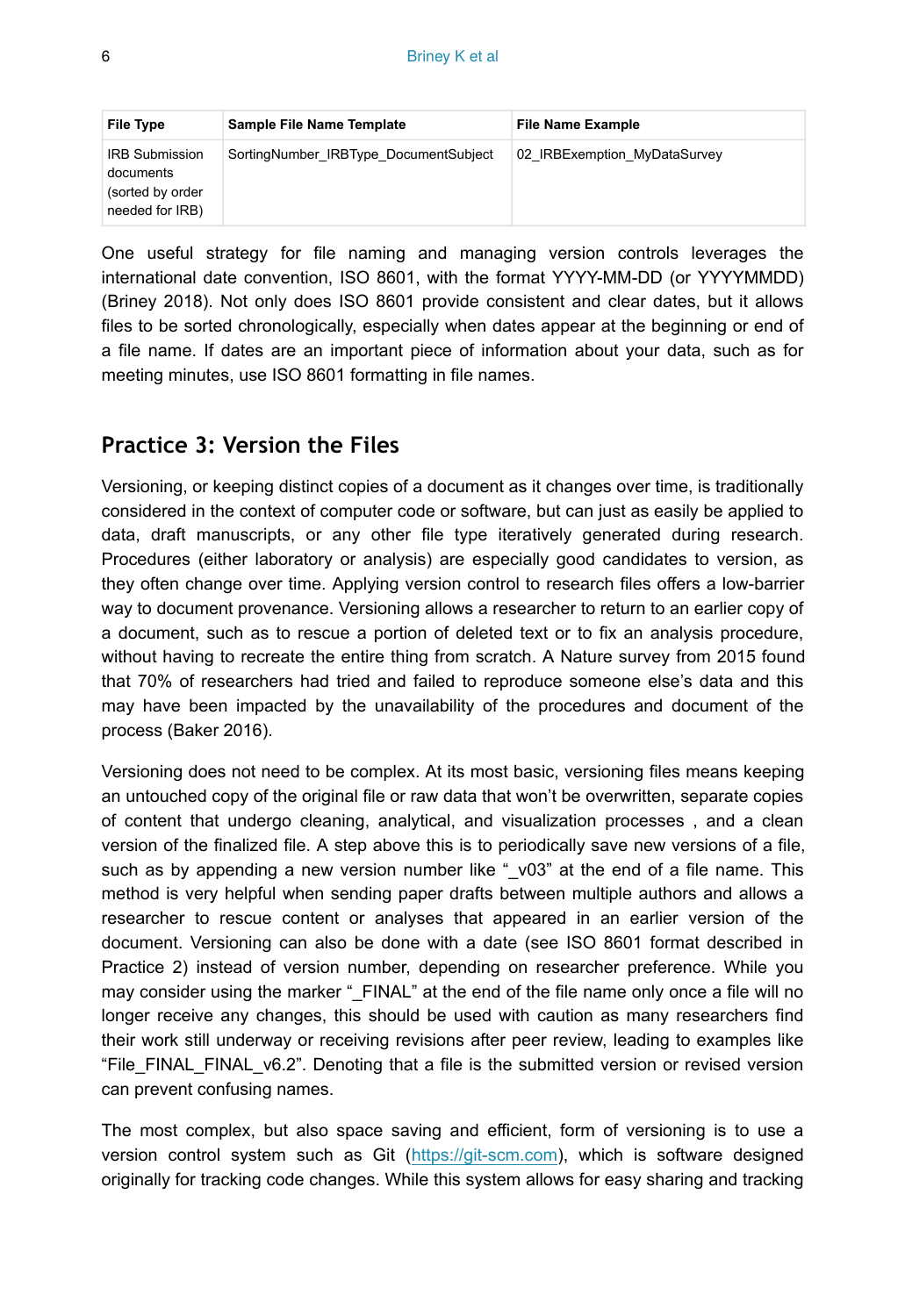| File Type | Sample File Name Template | File Name Example |
|---|---|---|
| IRB Submission documents (sorted by order needed for IRB) | SortingNumber_IRBType_DocumentSubject | 02_IRBExemption_MyDataSurvey |

One useful strategy for file naming and managing version controls leverages the international date convention, ISO 8601, with the format YYYY-MM-DD (or YYYYMMDD) (Briney 2018). Not only does ISO 8601 provide consistent and clear dates, but it allows files to be sorted chronologically, especially when dates appear at the beginning or end of a file name. If dates are an important piece of information about your data, such as for meeting minutes, use ISO 8601 formatting in file names.

## Practice 3: Version the Files

Versioning, or keeping distinct copies of a document as it changes over time, is traditionally considered in the context of computer code or software, but can just as easily be applied to data, draft manuscripts, or any other file type iteratively generated during research. Procedures (either laboratory or analysis) are especially good candidates to version, as they often change over time. Applying version control to research files offers a low-barrier way to document provenance. Versioning allows a researcher to return to an earlier copy of a document, such as to rescue a portion of deleted text or to fix an analysis procedure, without having to recreate the entire thing from scratch. A Nature survey from 2015 found that 70% of researchers had tried and failed to reproduce someone else's data and this may have been impacted by the unavailability of the procedures and document of the process (Baker 2016).

Versioning does not need to be complex. At its most basic, versioning files means keeping an untouched copy of the original file or raw data that won't be overwritten, separate copies of content that undergo cleaning, analytical, and visualization processes , and a clean version of the finalized file. A step above this is to periodically save new versions of a file, such as by appending a new version number like "_v03" at the end of a file name. This method is very helpful when sending paper drafts between multiple authors and allows a researcher to rescue content or analyses that appeared in an earlier version of the document. Versioning can also be done with a date (see ISO 8601 format described in Practice 2) instead of version number, depending on researcher preference. While you may consider using the marker "_FINAL" at the end of the file name only once a file will no longer receive any changes, this should be used with caution as many researchers find their work still underway or receiving revisions after peer review, leading to examples like "File_FINAL_FINAL_v6.2". Denoting that a file is the submitted version or revised version can prevent confusing names.

The most complex, but also space saving and efficient, form of versioning is to use a version control system such as Git (https://git-scm.com), which is software designed originally for tracking code changes. While this system allows for easy sharing and tracking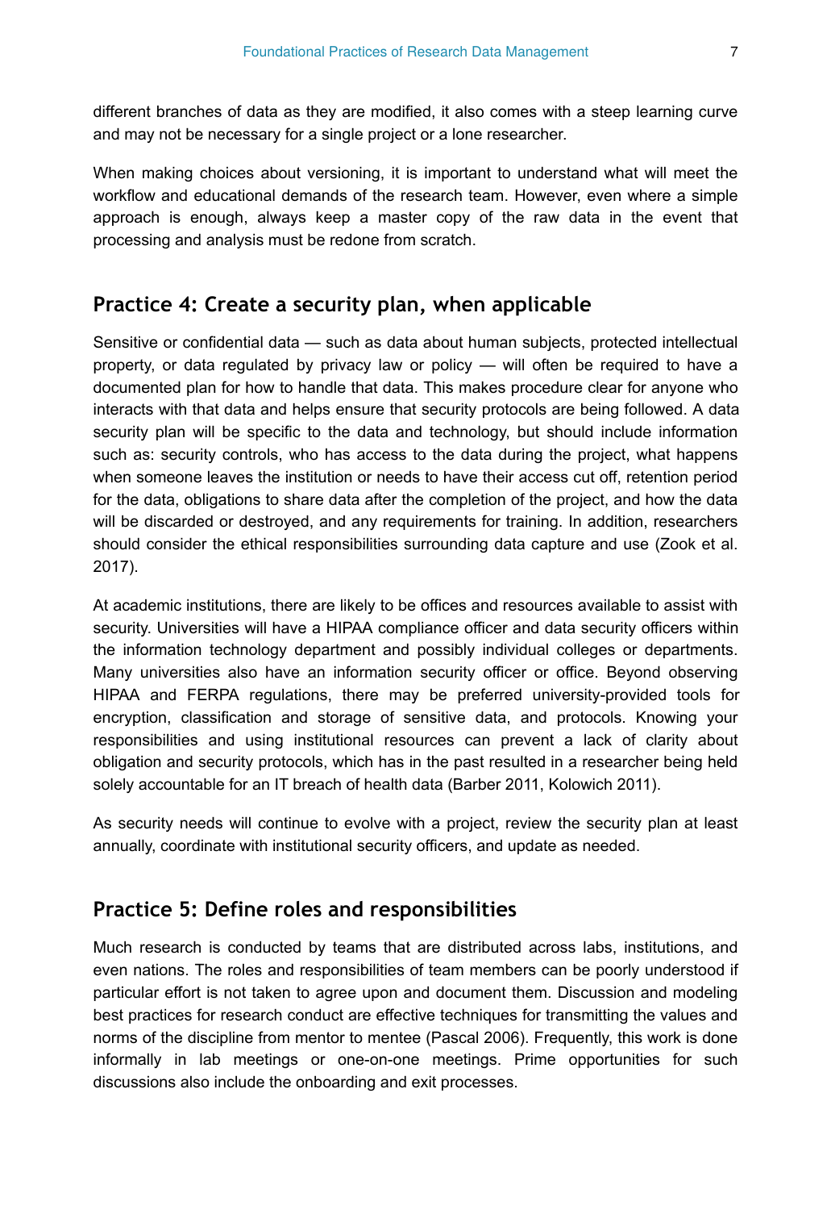different branches of data as they are modified, it also comes with a steep learning curve and may not be necessary for a single project or a lone researcher.

When making choices about versioning, it is important to understand what will meet the workflow and educational demands of the research team. However, even where a simple approach is enough, always keep a master copy of the raw data in the event that processing and analysis must be redone from scratch.

## Practice 4: Create a security plan, when applicable

Sensitive or confidential data — such as data about human subjects, protected intellectual property, or data regulated by privacy law or policy — will often be required to have a documented plan for how to handle that data. This makes procedure clear for anyone who interacts with that data and helps ensure that security protocols are being followed. A data security plan will be specific to the data and technology, but should include information such as: security controls, who has access to the data during the project, what happens when someone leaves the institution or needs to have their access cut off, retention period for the data, obligations to share data after the completion of the project, and how the data will be discarded or destroyed, and any requirements for training. In addition, researchers should consider the ethical responsibilities surrounding data capture and use (Zook et al. 2017).

At academic institutions, there are likely to be offices and resources available to assist with security. Universities will have a HIPAA compliance officer and data security officers within the information technology department and possibly individual colleges or departments. Many universities also have an information security officer or office. Beyond observing HIPAA and FERPA regulations, there may be preferred university-provided tools for encryption, classification and storage of sensitive data, and protocols. Knowing your responsibilities and using institutional resources can prevent a lack of clarity about obligation and security protocols, which has in the past resulted in a researcher being held solely accountable for an IT breach of health data (Barber 2011, Kolowich 2011).

As security needs will continue to evolve with a project, review the security plan at least annually, coordinate with institutional security officers, and update as needed.

## Practice 5: Define roles and responsibilities

Much research is conducted by teams that are distributed across labs, institutions, and even nations. The roles and responsibilities of team members can be poorly understood if particular effort is not taken to agree upon and document them. Discussion and modeling best practices for research conduct are effective techniques for transmitting the values and norms of the discipline from mentor to mentee (Pascal 2006). Frequently, this work is done informally in lab meetings or one-on-one meetings. Prime opportunities for such discussions also include the onboarding and exit processes.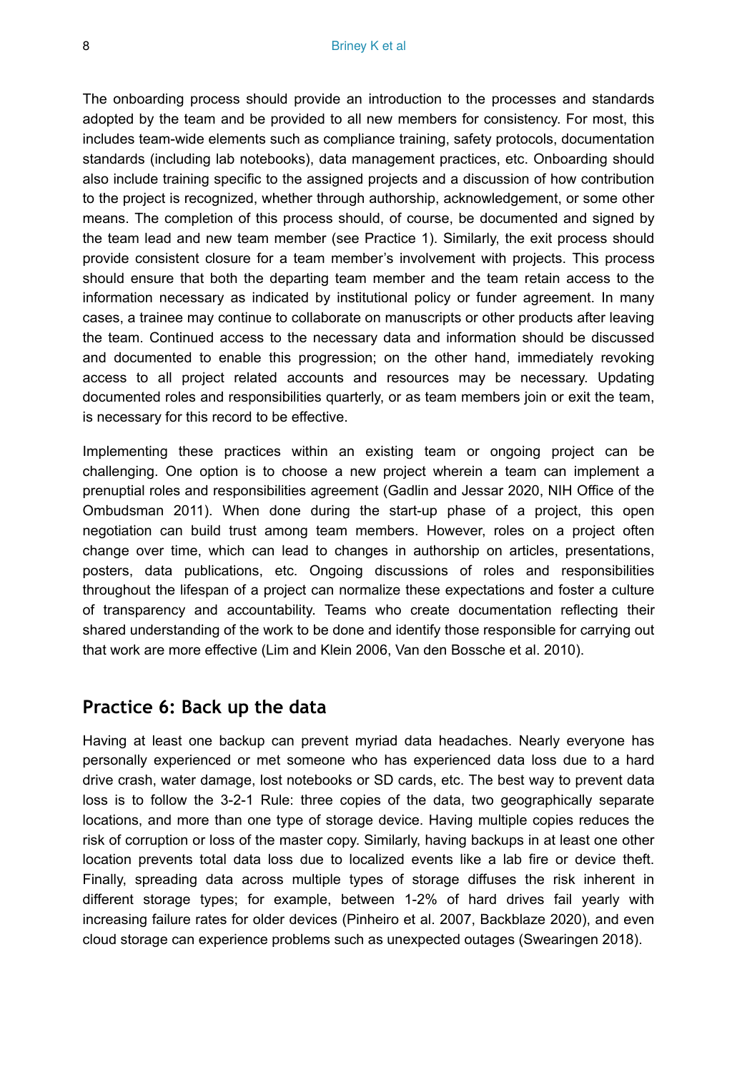The onboarding process should provide an introduction to the processes and standards adopted by the team and be provided to all new members for consistency. For most, this includes team-wide elements such as compliance training, safety protocols, documentation standards (including lab notebooks), data management practices, etc. Onboarding should also include training specific to the assigned projects and a discussion of how contribution to the project is recognized, whether through authorship, acknowledgement, or some other means. The completion of this process should, of course, be documented and signed by the team lead and new team member (see Practice 1). Similarly, the exit process should provide consistent closure for a team member's involvement with projects. This process should ensure that both the departing team member and the team retain access to the information necessary as indicated by institutional policy or funder agreement. In many cases, a trainee may continue to collaborate on manuscripts or other products after leaving the team. Continued access to the necessary data and information should be discussed and documented to enable this progression; on the other hand, immediately revoking access to all project related accounts and resources may be necessary. Updating documented roles and responsibilities quarterly, or as team members join or exit the team, is necessary for this record to be effective.

Implementing these practices within an existing team or ongoing project can be challenging. One option is to choose a new project wherein a team can implement a prenuptial roles and responsibilities agreement (Gadlin and Jessar 2020, NIH Office of the Ombudsman 2011). When done during the start-up phase of a project, this open negotiation can build trust among team members. However, roles on a project often change over time, which can lead to changes in authorship on articles, presentations, posters, data publications, etc. Ongoing discussions of roles and responsibilities throughout the lifespan of a project can normalize these expectations and foster a culture of transparency and accountability. Teams who create documentation reflecting their shared understanding of the work to be done and identify those responsible for carrying out that work are more effective (Lim and Klein 2006, Van den Bossche et al. 2010).

## Practice 6: Back up the data

Having at least one backup can prevent myriad data headaches. Nearly everyone has personally experienced or met someone who has experienced data loss due to a hard drive crash, water damage, lost notebooks or SD cards, etc. The best way to prevent data loss is to follow the 3-2-1 Rule: three copies of the data, two geographically separate locations, and more than one type of storage device. Having multiple copies reduces the risk of corruption or loss of the master copy. Similarly, having backups in at least one other location prevents total data loss due to localized events like a lab fire or device theft. Finally, spreading data across multiple types of storage diffuses the risk inherent in different storage types; for example, between 1-2% of hard drives fail yearly with increasing failure rates for older devices (Pinheiro et al. 2007, Backblaze 2020), and even cloud storage can experience problems such as unexpected outages (Swearingen 2018).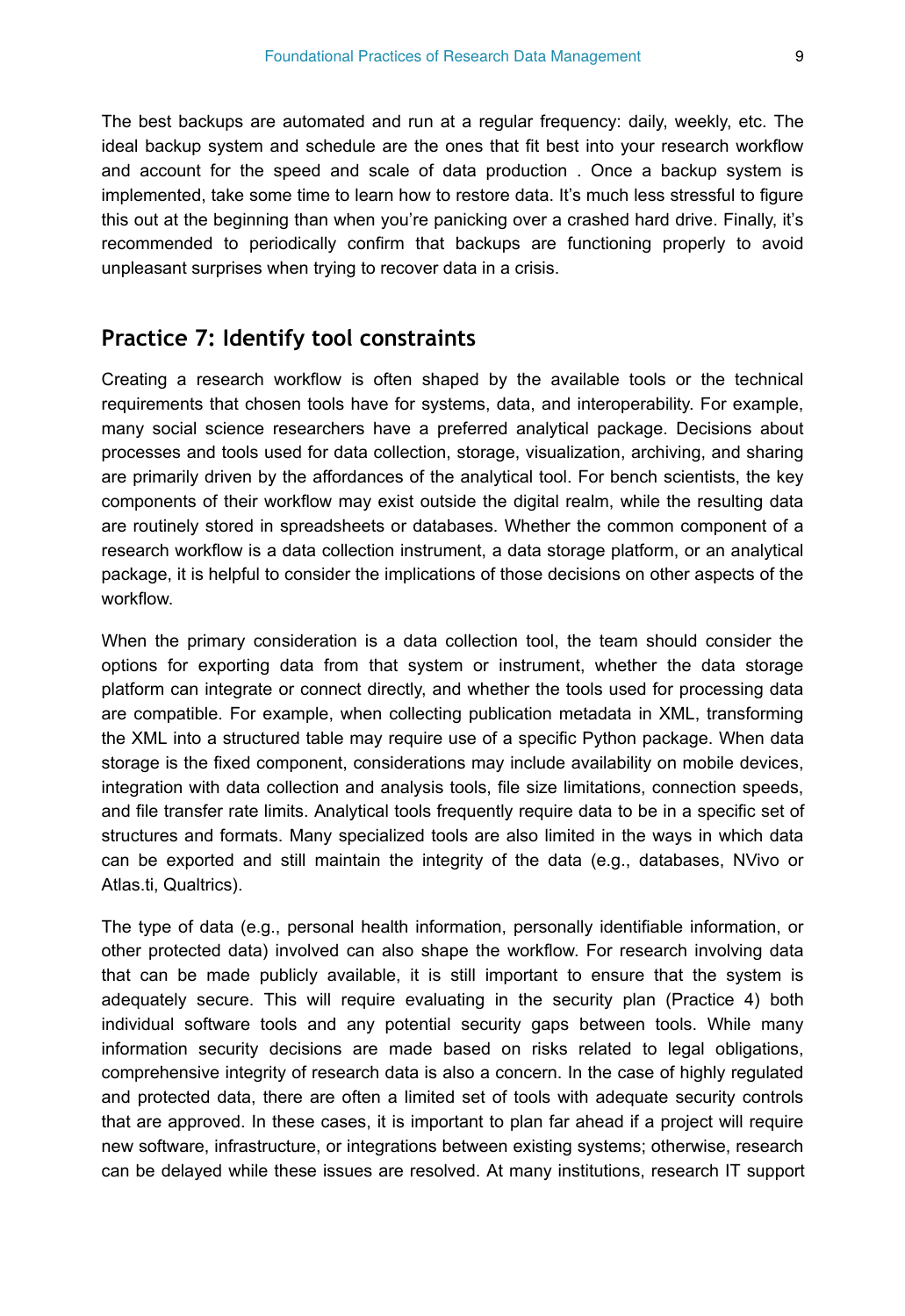The best backups are automated and run at a regular frequency: daily, weekly, etc. The ideal backup system and schedule are the ones that fit best into your research workflow and account for the speed and scale of data production . Once a backup system is implemented, take some time to learn how to restore data. It's much less stressful to figure this out at the beginning than when you're panicking over a crashed hard drive. Finally, it's recommended to periodically confirm that backups are functioning properly to avoid unpleasant surprises when trying to recover data in a crisis.

## Practice 7: Identify tool constraints

Creating a research workflow is often shaped by the available tools or the technical requirements that chosen tools have for systems, data, and interoperability. For example, many social science researchers have a preferred analytical package. Decisions about processes and tools used for data collection, storage, visualization, archiving, and sharing are primarily driven by the affordances of the analytical tool. For bench scientists, the key components of their workflow may exist outside the digital realm, while the resulting data are routinely stored in spreadsheets or databases. Whether the common component of a research workflow is a data collection instrument, a data storage platform, or an analytical package, it is helpful to consider the implications of those decisions on other aspects of the workflow.

When the primary consideration is a data collection tool, the team should consider the options for exporting data from that system or instrument, whether the data storage platform can integrate or connect directly, and whether the tools used for processing data are compatible. For example, when collecting publication metadata in XML, transforming the XML into a structured table may require use of a specific Python package. When data storage is the fixed component, considerations may include availability on mobile devices, integration with data collection and analysis tools, file size limitations, connection speeds, and file transfer rate limits. Analytical tools frequently require data to be in a specific set of structures and formats. Many specialized tools are also limited in the ways in which data can be exported and still maintain the integrity of the data (e.g., databases, NVivo or Atlas.ti, Qualtrics).

The type of data (e.g., personal health information, personally identifiable information, or other protected data) involved can also shape the workflow. For research involving data that can be made publicly available, it is still important to ensure that the system is adequately secure. This will require evaluating in the security plan (Practice 4) both individual software tools and any potential security gaps between tools. While many information security decisions are made based on risks related to legal obligations, comprehensive integrity of research data is also a concern. In the case of highly regulated and protected data, there are often a limited set of tools with adequate security controls that are approved. In these cases, it is important to plan far ahead if a project will require new software, infrastructure, or integrations between existing systems; otherwise, research can be delayed while these issues are resolved. At many institutions, research IT support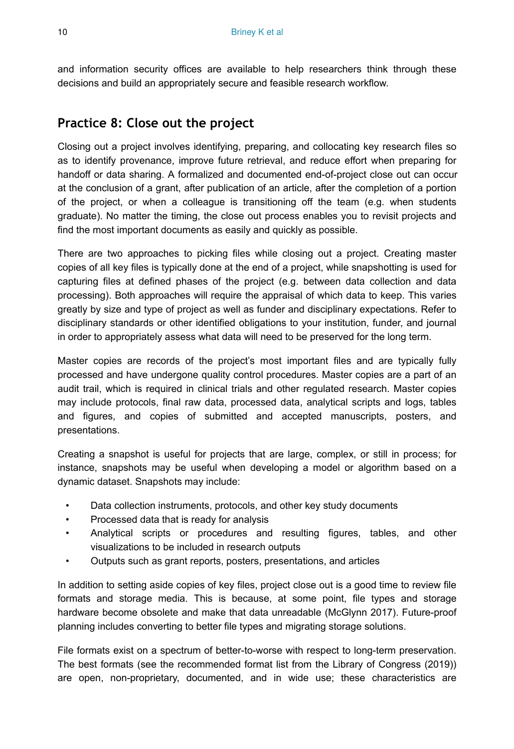and information security offices are available to help researchers think through these decisions and build an appropriately secure and feasible research workflow.

## Practice 8: Close out the project

Closing out a project involves identifying, preparing, and collocating key research files so as to identify provenance, improve future retrieval, and reduce effort when preparing for handoff or data sharing. A formalized and documented end-of-project close out can occur at the conclusion of a grant, after publication of an article, after the completion of a portion of the project, or when a colleague is transitioning off the team (e.g. when students graduate). No matter the timing, the close out process enables you to revisit projects and find the most important documents as easily and quickly as possible.

There are two approaches to picking files while closing out a project. Creating master copies of all key files is typically done at the end of a project, while snapshotting is used for capturing files at defined phases of the project (e.g. between data collection and data processing). Both approaches will require the appraisal of which data to keep. This varies greatly by size and type of project as well as funder and disciplinary expectations. Refer to disciplinary standards or other identified obligations to your institution, funder, and journal in order to appropriately assess what data will need to be preserved for the long term.

Master copies are records of the project's most important files and are typically fully processed and have undergone quality control procedures. Master copies are a part of an audit trail, which is required in clinical trials and other regulated research. Master copies may include protocols, final raw data, processed data, analytical scripts and logs, tables and figures, and copies of submitted and accepted manuscripts, posters, and presentations.

Creating a snapshot is useful for projects that are large, complex, or still in process; for instance, snapshots may be useful when developing a model or algorithm based on a dynamic dataset. Snapshots may include:

- Data collection instruments, protocols, and other key study documents
- Processed data that is ready for analysis
- Analytical scripts or procedures and resulting figures, tables, and other visualizations to be included in research outputs
- Outputs such as grant reports, posters, presentations, and articles

In addition to setting aside copies of key files, project close out is a good time to review file formats and storage media. This is because, at some point, file types and storage hardware become obsolete and make that data unreadable (McGlynn 2017). Future-proof planning includes converting to better file types and migrating storage solutions.

File formats exist on a spectrum of better-to-worse with respect to long-term preservation. The best formats (see the recommended format list from the Library of Congress (2019)) are open, non-proprietary, documented, and in wide use; these characteristics are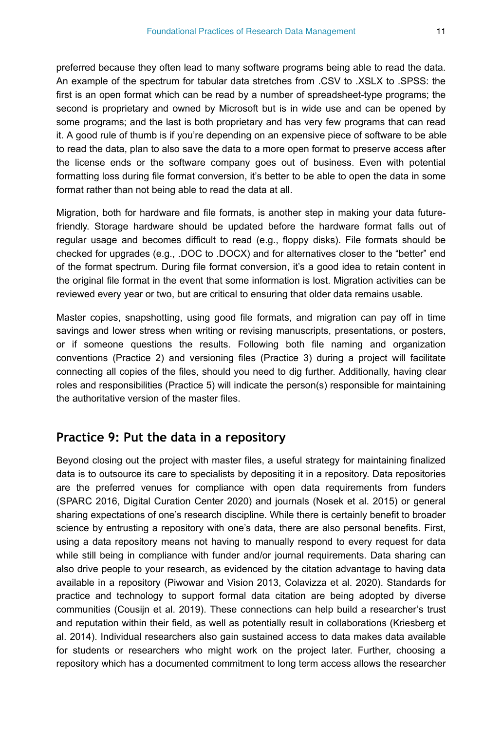preferred because they often lead to many software programs being able to read the data. An example of the spectrum for tabular data stretches from .CSV to .XSLX to .SPSS: the first is an open format which can be read by a number of spreadsheet-type programs; the second is proprietary and owned by Microsoft but is in wide use and can be opened by some programs; and the last is both proprietary and has very few programs that can read it. A good rule of thumb is if you're depending on an expensive piece of software to be able to read the data, plan to also save the data to a more open format to preserve access after the license ends or the software company goes out of business. Even with potential formatting loss during file format conversion, it's better to be able to open the data in some format rather than not being able to read the data at all.

Migration, both for hardware and file formats, is another step in making your data future-friendly. Storage hardware should be updated before the hardware format falls out of regular usage and becomes difficult to read (e.g., floppy disks). File formats should be checked for upgrades (e.g., .DOC to .DOCX) and for alternatives closer to the "better" end of the format spectrum. During file format conversion, it's a good idea to retain content in the original file format in the event that some information is lost. Migration activities can be reviewed every year or two, but are critical to ensuring that older data remains usable.

Master copies, snapshotting, using good file formats, and migration can pay off in time savings and lower stress when writing or revising manuscripts, presentations, or posters, or if someone questions the results. Following both file naming and organization conventions (Practice 2) and versioning files (Practice 3) during a project will facilitate connecting all copies of the files, should you need to dig further. Additionally, having clear roles and responsibilities (Practice 5) will indicate the person(s) responsible for maintaining the authoritative version of the master files.

## Practice 9: Put the data in a repository

Beyond closing out the project with master files, a useful strategy for maintaining finalized data is to outsource its care to specialists by depositing it in a repository. Data repositories are the preferred venues for compliance with open data requirements from funders (SPARC 2016, Digital Curation Center 2020) and journals (Nosek et al. 2015) or general sharing expectations of one's research discipline. While there is certainly benefit to broader science by entrusting a repository with one's data, there are also personal benefits. First, using a data repository means not having to manually respond to every request for data while still being in compliance with funder and/or journal requirements. Data sharing can also drive people to your research, as evidenced by the citation advantage to having data available in a repository (Piwowar and Vision 2013, Colavizza et al. 2020). Standards for practice and technology to support formal data citation are being adopted by diverse communities (Cousijn et al. 2019). These connections can help build a researcher's trust and reputation within their field, as well as potentially result in collaborations (Kriesberg et al. 2014). Individual researchers also gain sustained access to data makes data available for students or researchers who might work on the project later. Further, choosing a repository which has a documented commitment to long term access allows the researcher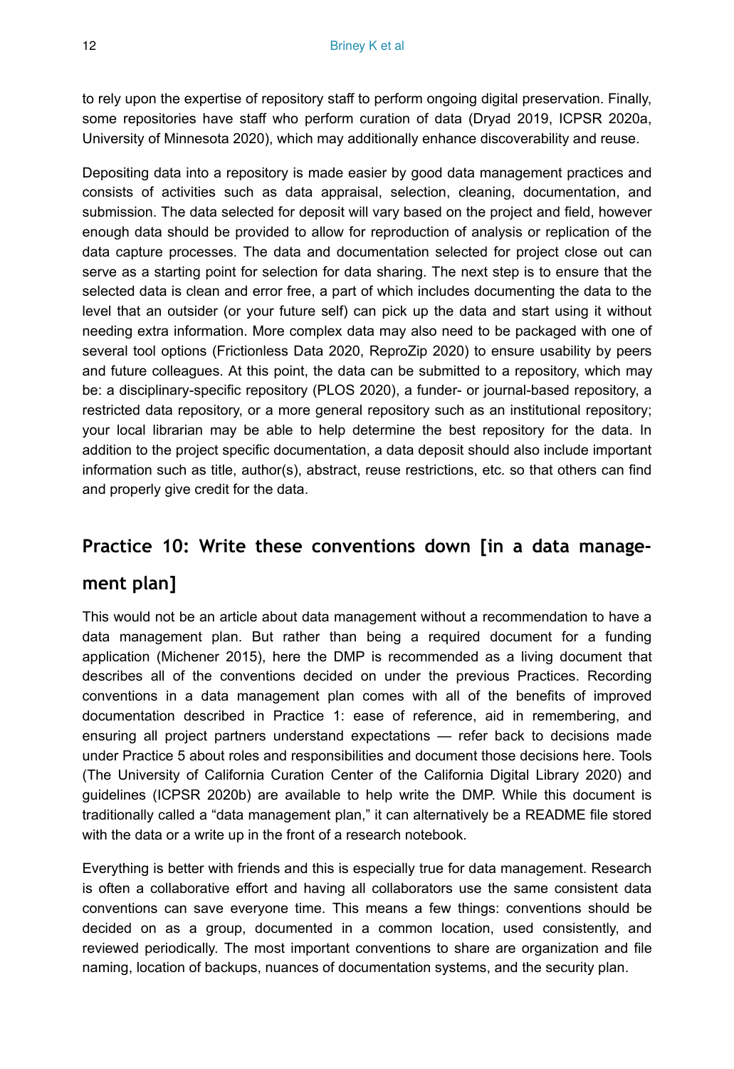to rely upon the expertise of repository staff to perform ongoing digital preservation. Finally, some repositories have staff who perform curation of data (Dryad 2019, ICPSR 2020a, University of Minnesota 2020), which may additionally enhance discoverability and reuse.

Depositing data into a repository is made easier by good data management practices and consists of activities such as data appraisal, selection, cleaning, documentation, and submission. The data selected for deposit will vary based on the project and field, however enough data should be provided to allow for reproduction of analysis or replication of the data capture processes. The data and documentation selected for project close out can serve as a starting point for selection for data sharing. The next step is to ensure that the selected data is clean and error free, a part of which includes documenting the data to the level that an outsider (or your future self) can pick up the data and start using it without needing extra information. More complex data may also need to be packaged with one of several tool options (Frictionless Data 2020, ReproZip 2020) to ensure usability by peers and future colleagues. At this point, the data can be submitted to a repository, which may be: a disciplinary-specific repository (PLOS 2020), a funder- or journal-based repository, a restricted data repository, or a more general repository such as an institutional repository; your local librarian may be able to help determine the best repository for the data. In addition to the project specific documentation, a data deposit should also include important information such as title, author(s), abstract, reuse restrictions, etc. so that others can find and properly give credit for the data.

## Practice 10: Write these conventions down [in a data management plan]

This would not be an article about data management without a recommendation to have a data management plan. But rather than being a required document for a funding application (Michener 2015), here the DMP is recommended as a living document that describes all of the conventions decided on under the previous Practices. Recording conventions in a data management plan comes with all of the benefits of improved documentation described in Practice 1: ease of reference, aid in remembering, and ensuring all project partners understand expectations — refer back to decisions made under Practice 5 about roles and responsibilities and document those decisions here. Tools (The University of California Curation Center of the California Digital Library 2020) and guidelines (ICPSR 2020b) are available to help write the DMP. While this document is traditionally called a "data management plan," it can alternatively be a README file stored with the data or a write up in the front of a research notebook.

Everything is better with friends and this is especially true for data management. Research is often a collaborative effort and having all collaborators use the same consistent data conventions can save everyone time. This means a few things: conventions should be decided on as a group, documented in a common location, used consistently, and reviewed periodically. The most important conventions to share are organization and file naming, location of backups, nuances of documentation systems, and the security plan.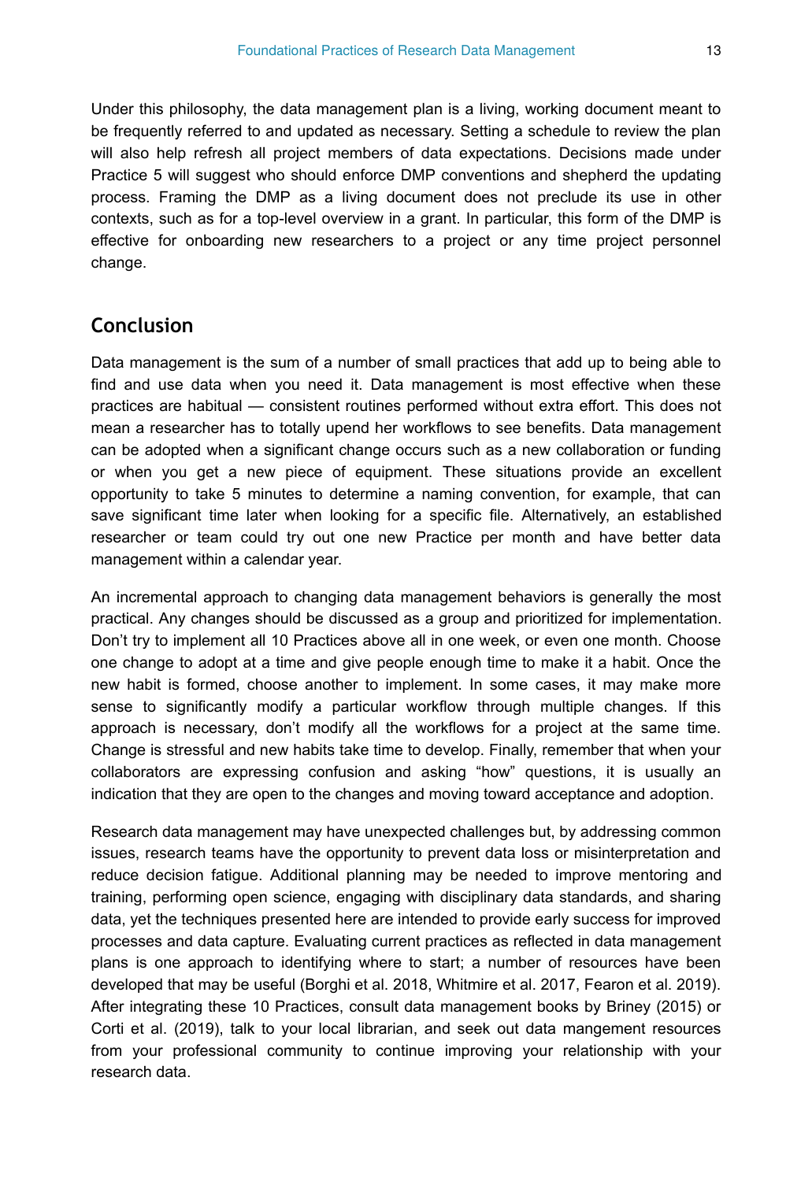Under this philosophy, the data management plan is a living, working document meant to be frequently referred to and updated as necessary. Setting a schedule to review the plan will also help refresh all project members of data expectations. Decisions made under Practice 5 will suggest who should enforce DMP conventions and shepherd the updating process. Framing the DMP as a living document does not preclude its use in other contexts, such as for a top-level overview in a grant. In particular, this form of the DMP is effective for onboarding new researchers to a project or any time project personnel change.

## Conclusion

Data management is the sum of a number of small practices that add up to being able to find and use data when you need it. Data management is most effective when these practices are habitual — consistent routines performed without extra effort. This does not mean a researcher has to totally upend her workflows to see benefits. Data management can be adopted when a significant change occurs such as a new collaboration or funding or when you get a new piece of equipment. These situations provide an excellent opportunity to take 5 minutes to determine a naming convention, for example, that can save significant time later when looking for a specific file. Alternatively, an established researcher or team could try out one new Practice per month and have better data management within a calendar year.

An incremental approach to changing data management behaviors is generally the most practical. Any changes should be discussed as a group and prioritized for implementation. Don't try to implement all 10 Practices above all in one week, or even one month. Choose one change to adopt at a time and give people enough time to make it a habit. Once the new habit is formed, choose another to implement. In some cases, it may make more sense to significantly modify a particular workflow through multiple changes. If this approach is necessary, don't modify all the workflows for a project at the same time. Change is stressful and new habits take time to develop. Finally, remember that when your collaborators are expressing confusion and asking "how" questions, it is usually an indication that they are open to the changes and moving toward acceptance and adoption.

Research data management may have unexpected challenges but, by addressing common issues, research teams have the opportunity to prevent data loss or misinterpretation and reduce decision fatigue. Additional planning may be needed to improve mentoring and training, performing open science, engaging with disciplinary data standards, and sharing data, yet the techniques presented here are intended to provide early success for improved processes and data capture. Evaluating current practices as reflected in data management plans is one approach to identifying where to start; a number of resources have been developed that may be useful (Borghi et al. 2018, Whitmire et al. 2017, Fearon et al. 2019). After integrating these 10 Practices, consult data management books by Briney (2015) or Corti et al. (2019), talk to your local librarian, and seek out data mangement resources from your professional community to continue improving your relationship with your research data.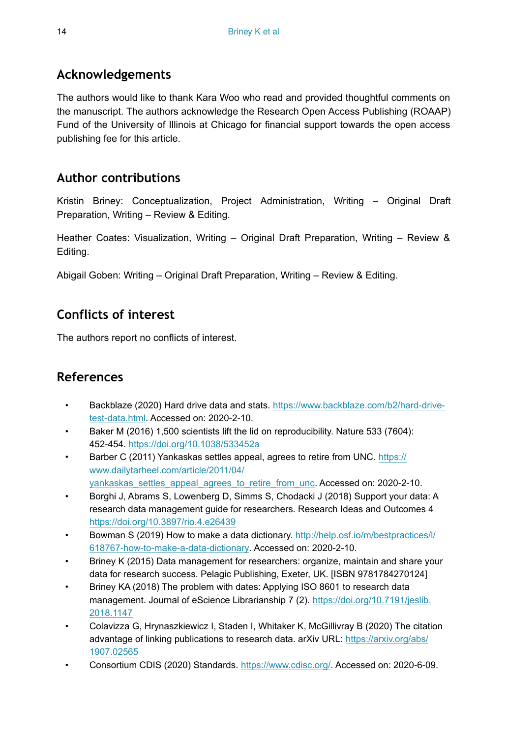## Acknowledgements

The authors would like to thank Kara Woo who read and provided thoughtful comments on the manuscript. The authors acknowledge the Research Open Access Publishing (ROAAP) Fund of the University of Illinois at Chicago for financial support towards the open access publishing fee for this article.

## Author contributions

Kristin Briney: Conceptualization, Project Administration, Writing – Original Draft Preparation, Writing – Review & Editing.

Heather Coates: Visualization, Writing – Original Draft Preparation, Writing – Review & Editing.

Abigail Goben: Writing – Original Draft Preparation, Writing – Review & Editing.

## Conflicts of interest

The authors report no conflicts of interest.

## References

- Backblaze (2020) Hard drive data and stats. https://www.backblaze.com/b2/hard-drive-test-data.html. Accessed on: 2020-2-10.
- Baker M (2016) 1,500 scientists lift the lid on reproducibility. Nature 533 (7604): 452-454. https://doi.org/10.1038/533452a
- Barber C (2011) Yankaskas settles appeal, agrees to retire from UNC. https://www.dailytarheel.com/article/2011/04/yankaskas_settles_appeal_agrees_to_retire_from_unc. Accessed on: 2020-2-10.
- Borghi J, Abrams S, Lowenberg D, Simms S, Chodacki J (2018) Support your data: A research data management guide for researchers. Research Ideas and Outcomes 4 https://doi.org/10.3897/rio.4.e26439
- Bowman S (2019) How to make a data dictionary. http://help.osf.io/m/bestpractices/l/618767-how-to-make-a-data-dictionary. Accessed on: 2020-2-10.
- Briney K (2015) Data management for researchers: organize, maintain and share your data for research success. Pelagic Publishing, Exeter, UK. [ISBN 9781784270124]
- Briney KA (2018) The problem with dates: Applying ISO 8601 to research data management. Journal of eScience Librarianship 7 (2). https://doi.org/10.7191/jeslib.2018.1147
- Colavizza G, Hrynaszkiewicz I, Staden I, Whitaker K, McGillivray B (2020) The citation advantage of linking publications to research data. arXiv URL: https://arxiv.org/abs/1907.02565
- Consortium CDIS (2020) Standards. https://www.cdisc.org/. Accessed on: 2020-6-09.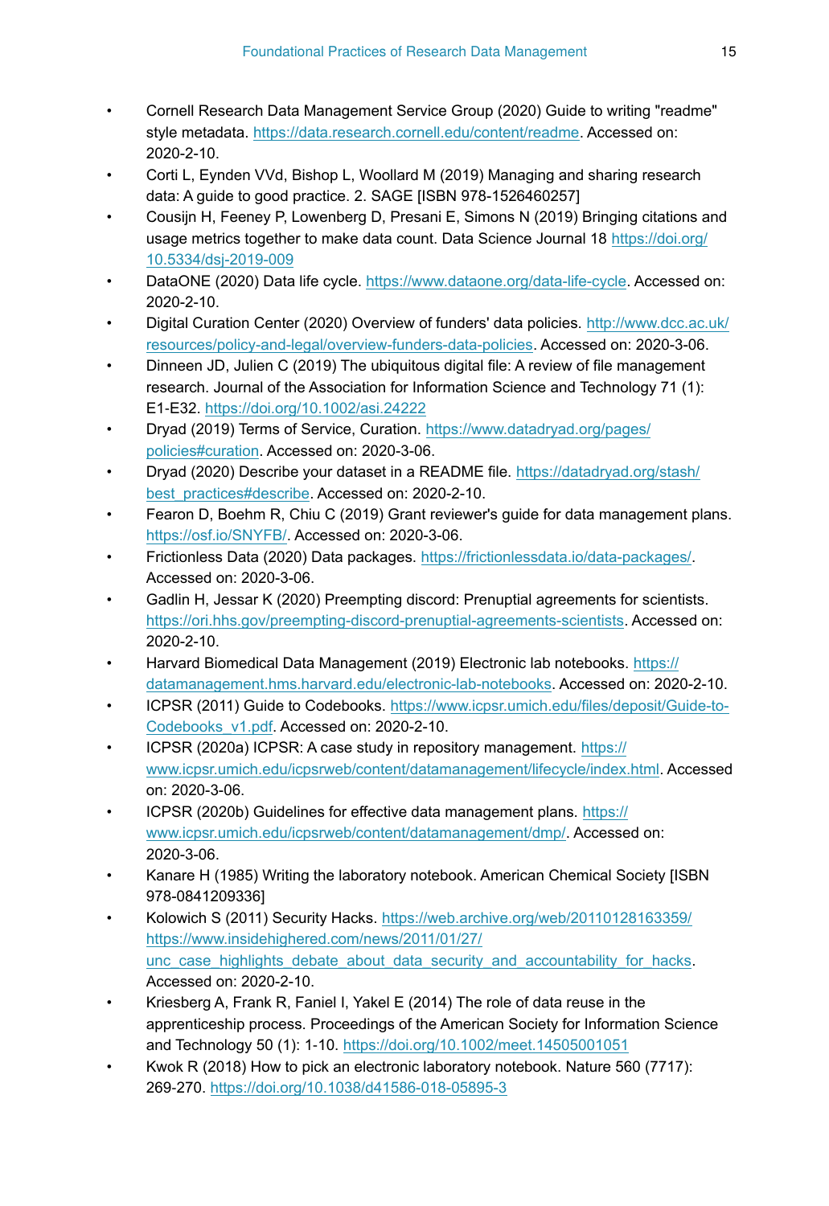- Cornell Research Data Management Service Group (2020) Guide to writing "readme" style metadata. https://data.research.cornell.edu/content/readme. Accessed on: 2020-2-10.
- Corti L, Eynden VVd, Bishop L, Woollard M (2019) Managing and sharing research data: A guide to good practice. 2. SAGE [ISBN 978-1526460257]
- Cousijn H, Feeney P, Lowenberg D, Presani E, Simons N (2019) Bringing citations and usage metrics together to make data count. Data Science Journal 18 https://doi.org/10.5334/dsj-2019-009
- DataONE (2020) Data life cycle. https://www.dataone.org/data-life-cycle. Accessed on: 2020-2-10.
- Digital Curation Center (2020) Overview of funders' data policies. http://www.dcc.ac.uk/resources/policy-and-legal/overview-funders-data-policies. Accessed on: 2020-3-06.
- Dinneen JD, Julien C (2019) The ubiquitous digital file: A review of file management research. Journal of the Association for Information Science and Technology 71 (1): E1-E32. https://doi.org/10.1002/asi.24222
- Dryad (2019) Terms of Service, Curation. https://www.datadryad.org/pages/policies#curation. Accessed on: 2020-3-06.
- Dryad (2020) Describe your dataset in a README file. https://datadryad.org/stash/best_practices#describe. Accessed on: 2020-2-10.
- Fearon D, Boehm R, Chiu C (2019) Grant reviewer's guide for data management plans. https://osf.io/SNYFB/. Accessed on: 2020-3-06.
- Frictionless Data (2020) Data packages. https://frictionlessdata.io/data-packages/. Accessed on: 2020-3-06.
- Gadlin H, Jessar K (2020) Preempting discord: Prenuptial agreements for scientists. https://ori.hhs.gov/preempting-discord-prenuptial-agreements-scientists. Accessed on: 2020-2-10.
- Harvard Biomedical Data Management (2019) Electronic lab notebooks. https://datamanagement.hms.harvard.edu/electronic-lab-notebooks. Accessed on: 2020-2-10.
- ICPSR (2011) Guide to Codebooks. https://www.icpsr.umich.edu/files/deposit/Guide-to-Codebooks_v1.pdf. Accessed on: 2020-2-10.
- ICPSR (2020a) ICPSR: A case study in repository management. https://www.icpsr.umich.edu/icpsrweb/content/datamanagement/lifecycle/index.html. Accessed on: 2020-3-06.
- ICPSR (2020b) Guidelines for effective data management plans. https://www.icpsr.umich.edu/icpsrweb/content/datamanagement/dmp/. Accessed on: 2020-3-06.
- Kanare H (1985) Writing the laboratory notebook. American Chemical Society [ISBN 978-0841209336]
- Kolowich S (2011) Security Hacks. https://web.archive.org/web/20110128163359/https://www.insidehighered.com/news/2011/01/27/unc_case_highlights_debate_about_data_security_and_accountability_for_hacks. Accessed on: 2020-2-10.
- Kriesberg A, Frank R, Faniel I, Yakel E (2014) The role of data reuse in the apprenticeship process. Proceedings of the American Society for Information Science and Technology 50 (1): 1-10. https://doi.org/10.1002/meet.14505001051
- Kwok R (2018) How to pick an electronic laboratory notebook. Nature 560 (7717): 269-270. https://doi.org/10.1038/d41586-018-05895-3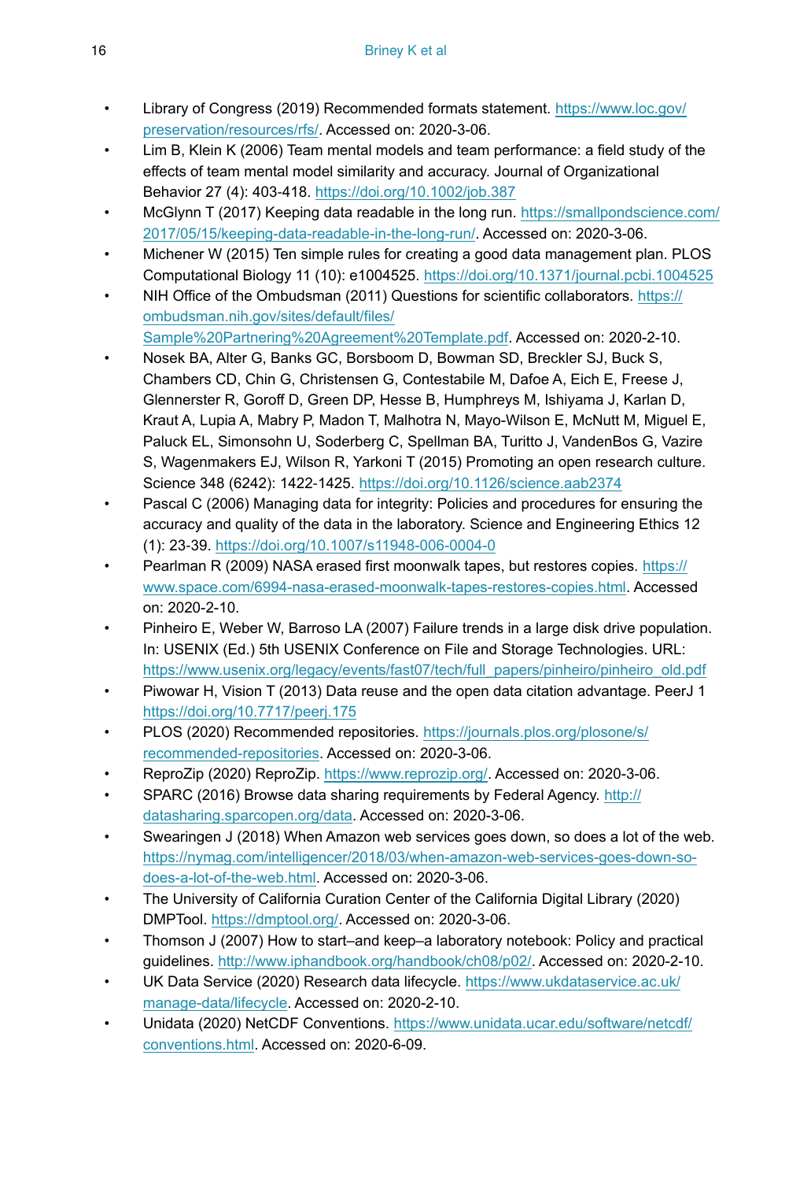- Library of Congress (2019) Recommended formats statement. https://www.loc.gov/preservation/resources/rfs/. Accessed on: 2020-3-06.
- Lim B, Klein K (2006) Team mental models and team performance: a field study of the effects of team mental model similarity and accuracy. Journal of Organizational Behavior 27 (4): 403-418. https://doi.org/10.1002/job.387
- McGlynn T (2017) Keeping data readable in the long run. https://smallpondscience.com/2017/05/15/keeping-data-readable-in-the-long-run/. Accessed on: 2020-3-06.
- Michener W (2015) Ten simple rules for creating a good data management plan. PLOS Computational Biology 11 (10): e1004525. https://doi.org/10.1371/journal.pcbi.1004525
- NIH Office of the Ombudsman (2011) Questions for scientific collaborators. https://ombudsman.nih.gov/sites/default/files/Sample%20Partnering%20Agreement%20Template.pdf. Accessed on: 2020-2-10.
- Nosek BA, Alter G, Banks GC, Borsboom D, Bowman SD, Breckler SJ, Buck S, Chambers CD, Chin G, Christensen G, Contestabile M, Dafoe A, Eich E, Freese J, Glennerster R, Goroff D, Green DP, Hesse B, Humphreys M, Ishiyama J, Karlan D, Kraut A, Lupia A, Mabry P, Madon T, Malhotra N, Mayo-Wilson E, McNutt M, Miguel E, Paluck EL, Simonsohn U, Soderberg C, Spellman BA, Turitto J, VandenBos G, Vazire S, Wagenmakers EJ, Wilson R, Yarkoni T (2015) Promoting an open research culture. Science 348 (6242): 1422-1425. https://doi.org/10.1126/science.aab2374
- Pascal C (2006) Managing data for integrity: Policies and procedures for ensuring the accuracy and quality of the data in the laboratory. Science and Engineering Ethics 12 (1): 23-39. https://doi.org/10.1007/s11948-006-0004-0
- Pearlman R (2009) NASA erased first moonwalk tapes, but restores copies. https://www.space.com/6994-nasa-erased-moonwalk-tapes-restores-copies.html. Accessed on: 2020-2-10.
- Pinheiro E, Weber W, Barroso LA (2007) Failure trends in a large disk drive population. In: USENIX (Ed.) 5th USENIX Conference on File and Storage Technologies. URL: https://www.usenix.org/legacy/events/fast07/tech/full_papers/pinheiro/pinheiro_old.pdf
- Piwowar H, Vision T (2013) Data reuse and the open data citation advantage. PeerJ 1 https://doi.org/10.7717/peerj.175
- PLOS (2020) Recommended repositories. https://journals.plos.org/plosone/s/recommended-repositories. Accessed on: 2020-3-06.
- ReproZip (2020) ReproZip. https://www.reprozip.org/. Accessed on: 2020-3-06.
- SPARC (2016) Browse data sharing requirements by Federal Agency. http://datasharing.sparcopen.org/data. Accessed on: 2020-3-06.
- Swearingen J (2018) When Amazon web services goes down, so does a lot of the web. https://nymag.com/intelligencer/2018/03/when-amazon-web-services-goes-down-so-does-a-lot-of-the-web.html. Accessed on: 2020-3-06.
- The University of California Curation Center of the California Digital Library (2020) DMPTool. https://dmptool.org/. Accessed on: 2020-3-06.
- Thomson J (2007) How to start–and keep–a laboratory notebook: Policy and practical guidelines. http://www.iphandbook.org/handbook/ch08/p02/. Accessed on: 2020-2-10.
- UK Data Service (2020) Research data lifecycle. https://www.ukdataservice.ac.uk/manage-data/lifecycle. Accessed on: 2020-2-10.
- Unidata (2020) NetCDF Conventions. https://www.unidata.ucar.edu/software/netcdf/conventions.html. Accessed on: 2020-6-09.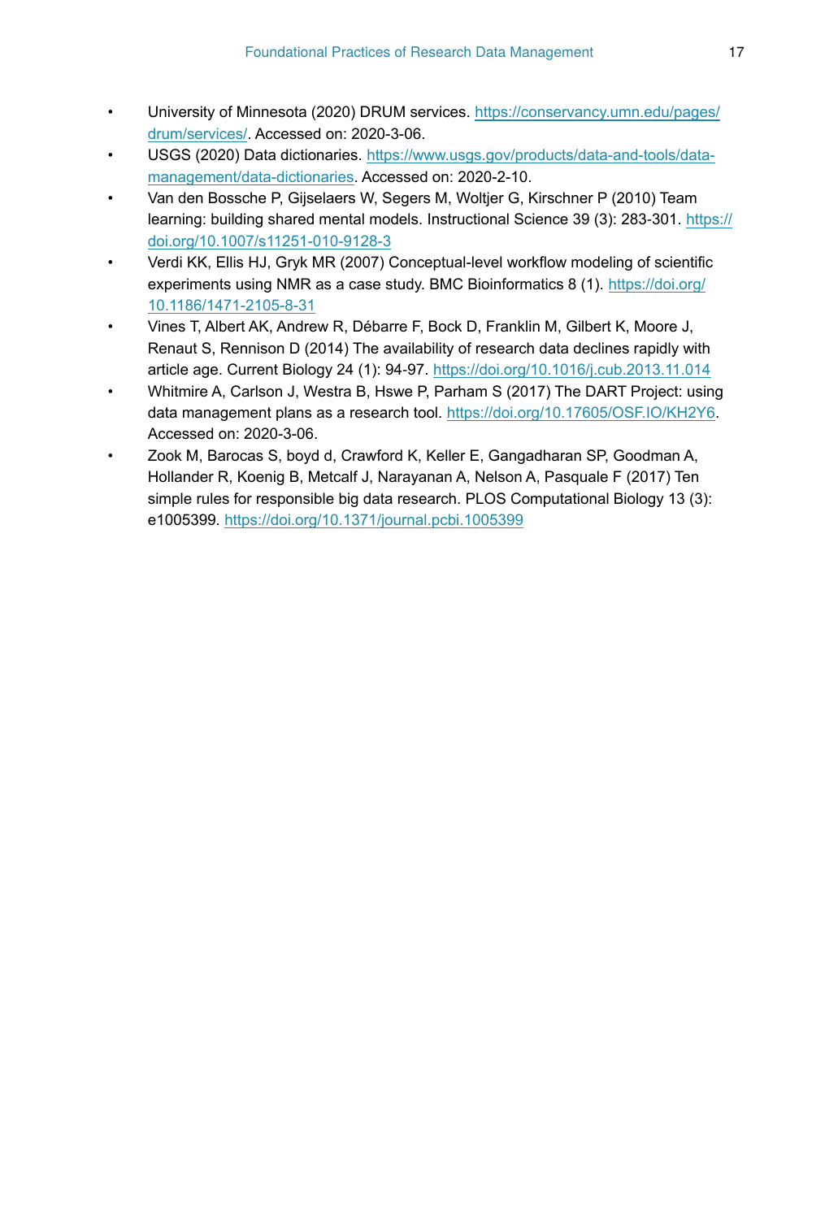- University of Minnesota (2020) DRUM services. https://conservancy.umn.edu/pages/drum/services/. Accessed on: 2020-3-06.
- USGS (2020) Data dictionaries. https://www.usgs.gov/products/data-and-tools/data-management/data-dictionaries. Accessed on: 2020-2-10.
- Van den Bossche P, Gijselaers W, Segers M, Woltjer G, Kirschner P (2010) Team learning: building shared mental models. Instructional Science 39 (3): 283-301. https://doi.org/10.1007/s11251-010-9128-3
- Verdi KK, Ellis HJ, Gryk MR (2007) Conceptual-level workflow modeling of scientific experiments using NMR as a case study. BMC Bioinformatics 8 (1). https://doi.org/10.1186/1471-2105-8-31
- Vines T, Albert AK, Andrew R, Débarre F, Bock D, Franklin M, Gilbert K, Moore J, Renaut S, Rennison D (2014) The availability of research data declines rapidly with article age. Current Biology 24 (1): 94-97. https://doi.org/10.1016/j.cub.2013.11.014
- Whitmire A, Carlson J, Westra B, Hswe P, Parham S (2017) The DART Project: using data management plans as a research tool. https://doi.org/10.17605/OSF.IO/KH2Y6. Accessed on: 2020-3-06.
- Zook M, Barocas S, boyd d, Crawford K, Keller E, Gangadharan SP, Goodman A, Hollander R, Koenig B, Metcalf J, Narayanan A, Nelson A, Pasquale F (2017) Ten simple rules for responsible big data research. PLOS Computational Biology 13 (3): e1005399. https://doi.org/10.1371/journal.pcbi.1005399